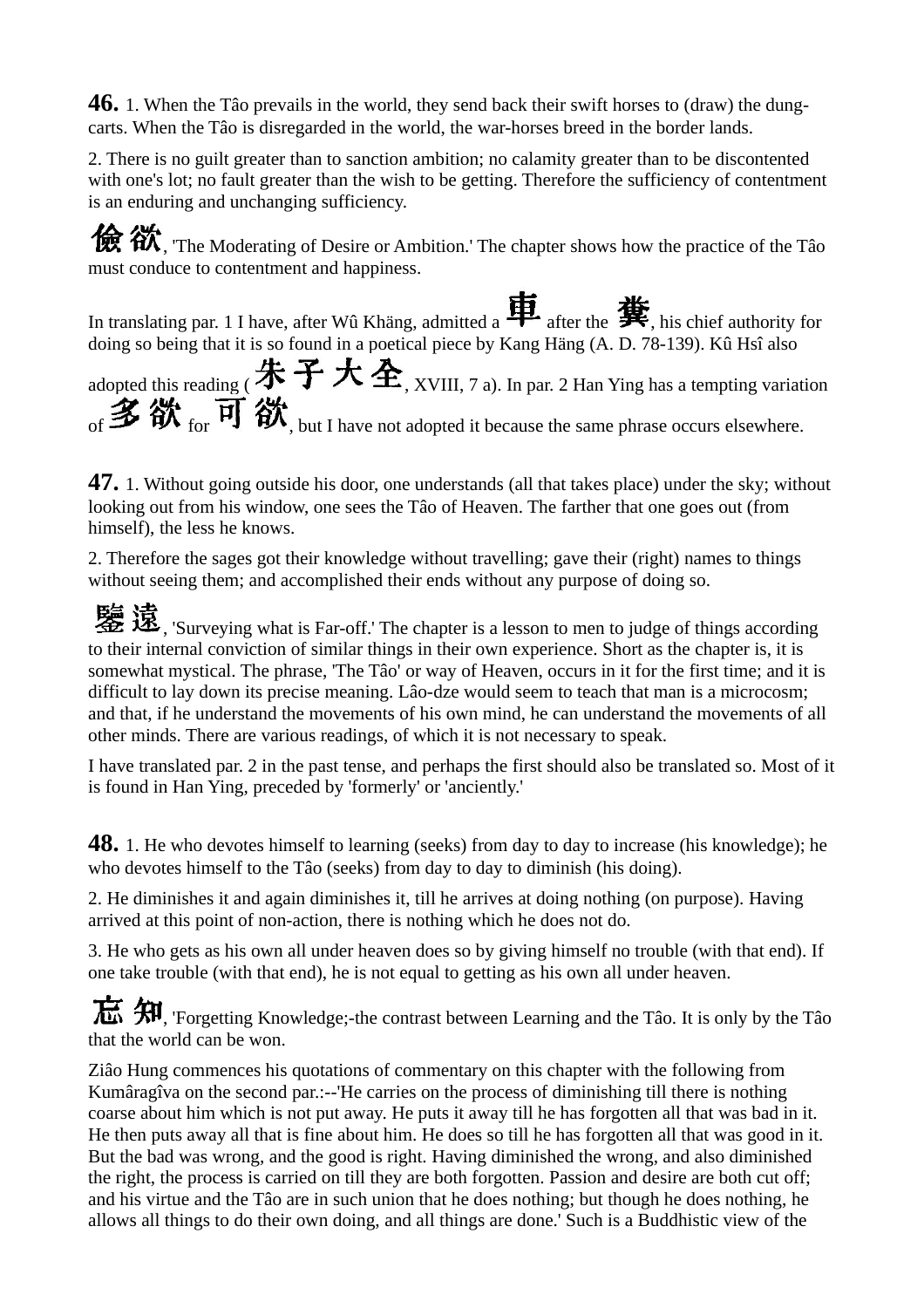**46.** 1. When the Tâo prevails in the world, they send back their swift horses to (draw) the dung-carts. When the Tâo is disregarded in the world, the war-horses breed in the border lands.

2. There is no guilt greater than to sanction ambition; no calamity greater than to be discontented with one's lot; no fault greater than the wish to be getting. Therefore the sufficiency of contentment is an enduring and unchanging sufficiency.

儉欲, 'The Moderating of Desire or Ambition.' The chapter shows how the practice of the Tâo must conduce to contentment and happiness.

In translating par. 1 I have, after Wû Khäng, admitted a 車 after the 糞, his chief authority for doing so being that it is so found in a poetical piece by Kang Häng (A. D. 78-139). Kû Hsî also adopted this reading (朱子大全, XVIII, 7 a). In par. 2 Han Ying has a tempting variation of 多欲 for 可欲, but I have not adopted it because the same phrase occurs elsewhere.

**47.** 1. Without going outside his door, one understands (all that takes place) under the sky; without looking out from his window, one sees the Tâo of Heaven. The farther that one goes out (from himself), the less he knows.

2. Therefore the sages got their knowledge without travelling; gave their (right) names to things without seeing them; and accomplished their ends without any purpose of doing so.

鑒遠, 'Surveying what is Far-off.' The chapter is a lesson to men to judge of things according to their internal conviction of similar things in their own experience. Short as the chapter is, it is somewhat mystical. The phrase, 'The Tâo' or way of Heaven, occurs in it for the first time; and it is difficult to lay down its precise meaning. Lâo-dze would seem to teach that man is a microcosm; and that, if he understand the movements of his own mind, he can understand the movements of all other minds. There are various readings, of which it is not necessary to speak.

I have translated par. 2 in the past tense, and perhaps the first should also be translated so. Most of it is found in Han Ying, preceded by 'formerly' or 'anciently.'

**48.** 1. He who devotes himself to learning (seeks) from day to day to increase (his knowledge); he who devotes himself to the Tâo (seeks) from day to day to diminish (his doing).

2. He diminishes it and again diminishes it, till he arrives at doing nothing (on purpose). Having arrived at this point of non-action, there is nothing which he does not do.

3. He who gets as his own all under heaven does so by giving himself no trouble (with that end). If one take trouble (with that end), he is not equal to getting as his own all under heaven.

忘知, 'Forgetting Knowledge;-the contrast between Learning and the Tâo. It is only by the Tâo that the world can be won.

Ziâo Hung commences his quotations of commentary on this chapter with the following from Kumâragîva on the second par.:--'He carries on the process of diminishing till there is nothing coarse about him which is not put away. He puts it away till he has forgotten all that was bad in it. He then puts away all that is fine about him. He does so till he has forgotten all that was good in it. But the bad was wrong, and the good is right. Having diminished the wrong, and also diminished the right, the process is carried on till they are both forgotten. Passion and desire are both cut off; and his virtue and the Tâo are in such union that he does nothing; but though he does nothing, he allows all things to do their own doing, and all things are done.' Such is a Buddhistic view of the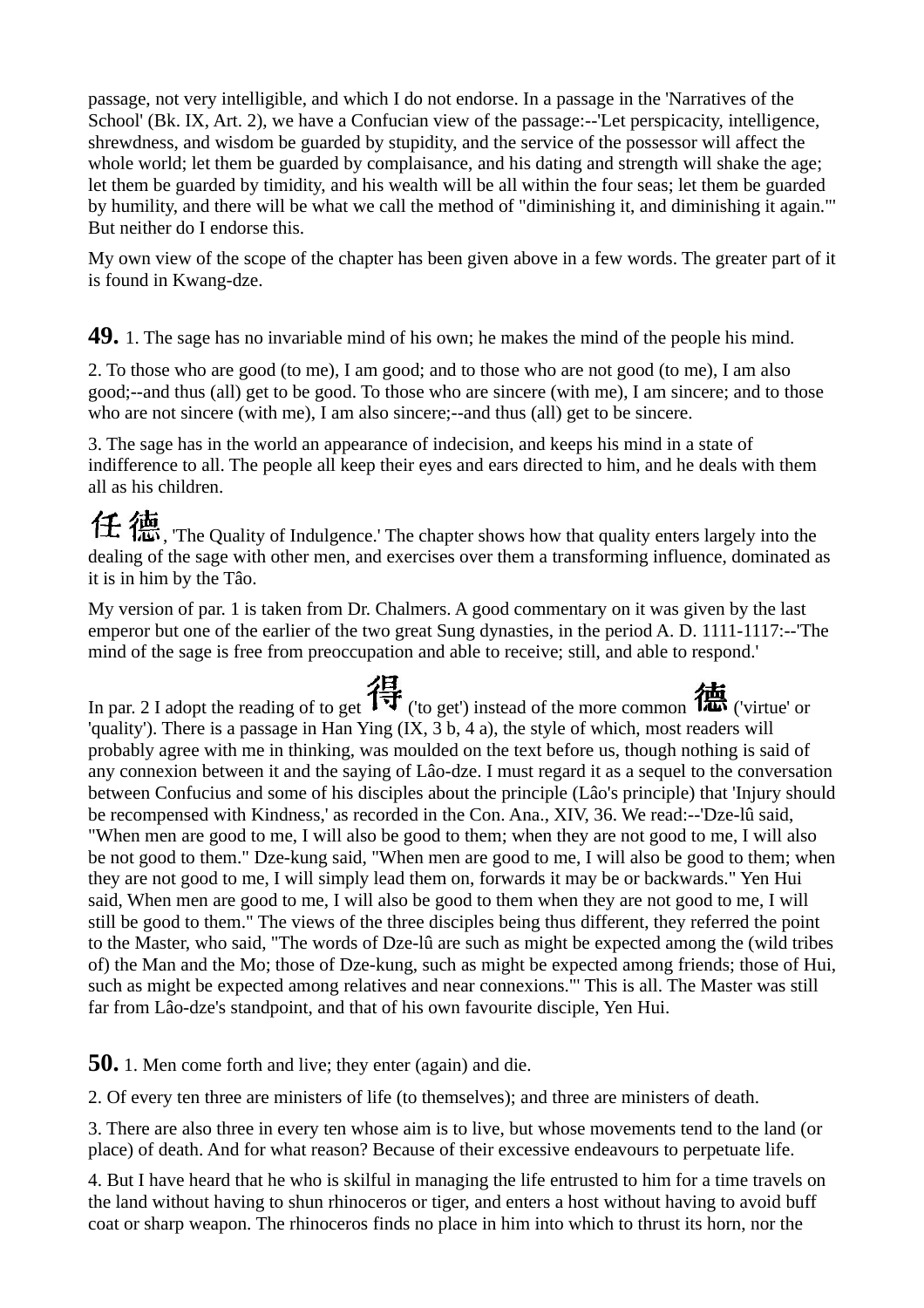passage, not very intelligible, and which I do not endorse. In a passage in the 'Narratives of the School' (Bk. IX, Art. 2), we have a Confucian view of the passage:--'Let perspicacity, intelligence, shrewdness, and wisdom be guarded by stupidity, and the service of the possessor will affect the whole world; let them be guarded by complaisance, and his dating and strength will shake the age; let them be guarded by timidity, and his wealth will be all within the four seas; let them be guarded by humility, and there will be what we call the method of "diminishing it, and diminishing it again."' But neither do I endorse this.

My own view of the scope of the chapter has been given above in a few words. The greater part of it is found in Kwang-dze.

**49.** 1. The sage has no invariable mind of his own; he makes the mind of the people his mind.

2. To those who are good (to me), I am good; and to those who are not good (to me), I am also good;--and thus (all) get to be good. To those who are sincere (with me), I am sincere; and to those who are not sincere (with me), I am also sincere;--and thus (all) get to be sincere.

3. The sage has in the world an appearance of indecision, and keeps his mind in a state of indifference to all. The people all keep their eyes and ears directed to him, and he deals with them all as his children.

任德, 'The Quality of Indulgence.' The chapter shows how that quality enters largely into the dealing of the sage with other men, and exercises over them a transforming influence, dominated as it is in him by the Tâo.

My version of par. 1 is taken from Dr. Chalmers. A good commentary on it was given by the last emperor but one of the earlier of the two great Sung dynasties, in the period A. D. 1111-1117:--'The mind of the sage is free from preoccupation and able to receive; still, and able to respond.'

In par. 2 I adopt the reading of to get 得 ('to get') instead of the more common 德 ('virtue' or 'quality'). There is a passage in Han Ying (IX, 3 b, 4 a), the style of which, most readers will probably agree with me in thinking, was moulded on the text before us, though nothing is said of any connexion between it and the saying of Lâo-dze. I must regard it as a sequel to the conversation between Confucius and some of his disciples about the principle (Lâo's principle) that 'Injury should be recompensed with Kindness,' as recorded in the Con. Ana., XIV, 36. We read:--'Dze-lû said, "When men are good to me, I will also be good to them; when they are not good to me, I will also be not good to them." Dze-kung said, "When men are good to me, I will also be good to them; when they are not good to me, I will simply lead them on, forwards it may be or backwards." Yen Hui said, When men are good to me, I will also be good to them when they are not good to me, I will still be good to them." The views of the three disciples being thus different, they referred the point to the Master, who said, "The words of Dze-lû are such as might be expected among the (wild tribes of) the Man and the Mo; those of Dze-kung, such as might be expected among friends; those of Hui, such as might be expected among relatives and near connexions."' This is all. The Master was still far from Lâo-dze's standpoint, and that of his own favourite disciple, Yen Hui.

**50.** 1. Men come forth and live; they enter (again) and die.

2. Of every ten three are ministers of life (to themselves); and three are ministers of death.

3. There are also three in every ten whose aim is to live, but whose movements tend to the land (or place) of death. And for what reason? Because of their excessive endeavours to perpetuate life.

4. But I have heard that he who is skilful in managing the life entrusted to him for a time travels on the land without having to shun rhinoceros or tiger, and enters a host without having to avoid buff coat or sharp weapon. The rhinoceros finds no place in him into which to thrust its horn, nor the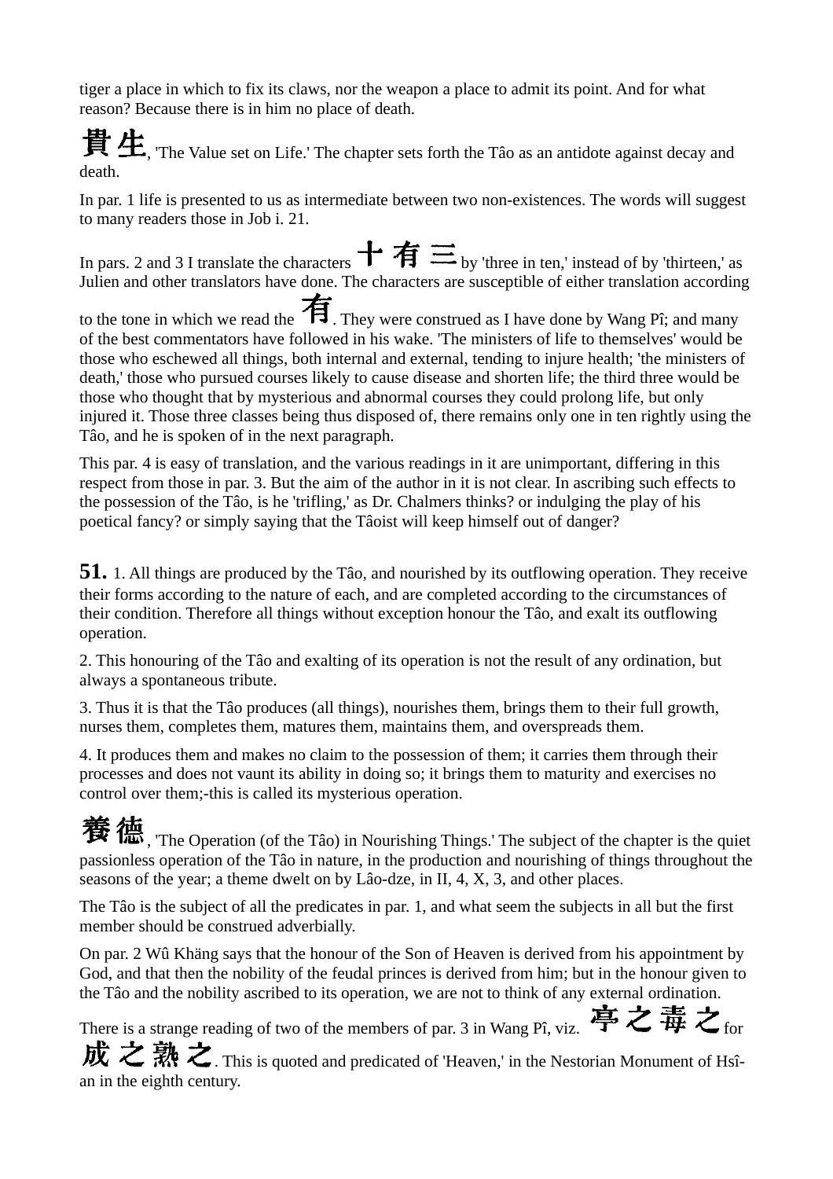tiger a place in which to fix its claws, nor the weapon a place to admit its point. And for what reason? Because there is in him no place of death.

貴生, 'The Value set on Life.' The chapter sets forth the Tâo as an antidote against decay and death.

In par. 1 life is presented to us as intermediate between two non-existences. The words will suggest to many readers those in Job i. 21.

In pars. 2 and 3 I translate the characters 十有三 by 'three in ten,' instead of by 'thirteen,' as Julien and other translators have done. The characters are susceptible of either translation according to the tone in which we read the 有. They were construed as I have done by Wang Pî; and many of the best commentators have followed in his wake. 'The ministers of life to themselves' would be those who eschewed all things, both internal and external, tending to injure health; 'the ministers of death,' those who pursued courses likely to cause disease and shorten life; the third three would be those who thought that by mysterious and abnormal courses they could prolong life, but only injured it. Those three classes being thus disposed of, there remains only one in ten rightly using the Tâo, and he is spoken of in the next paragraph.

This par. 4 is easy of translation, and the various readings in it are unimportant, differing in this respect from those in par. 3. But the aim of the author in it is not clear. In ascribing such effects to the possession of the Tâo, is he 'trifling,' as Dr. Chalmers thinks? or indulging the play of his poetical fancy? or simply saying that the Tâoist will keep himself out of danger?

**51.** 1. All things are produced by the Tâo, and nourished by its outflowing operation. They receive their forms according to the nature of each, and are completed according to the circumstances of their condition. Therefore all things without exception honour the Tâo, and exalt its outflowing operation.

2. This honouring of the Tâo and exalting of its operation is not the result of any ordination, but always a spontaneous tribute.

3. Thus it is that the Tâo produces (all things), nourishes them, brings them to their full growth, nurses them, completes them, matures them, maintains them, and overspreads them.

4. It produces them and makes no claim to the possession of them; it carries them through their processes and does not vaunt its ability in doing so; it brings them to maturity and exercises no control over them;-this is called its mysterious operation.

養德, 'The Operation (of the Tâo) in Nourishing Things.' The subject of the chapter is the quiet passionless operation of the Tâo in nature, in the production and nourishing of things throughout the seasons of the year; a theme dwelt on by Lâo-dze, in II, 4, X, 3, and other places.

The Tâo is the subject of all the predicates in par. 1, and what seem the subjects in all but the first member should be construed adverbially.

On par. 2 Wû Khäng says that the honour of the Son of Heaven is derived from his appointment by God, and that then the nobility of the feudal princes is derived from him; but in the honour given to the Tâo and the nobility ascribed to its operation, we are not to think of any external ordination.

There is a strange reading of two of the members of par. 3 in Wang Pî, viz. 亭之毒之 for 成之熟之. This is quoted and predicated of 'Heaven,' in the Nestorian Monument of Hsî-an in the eighth century.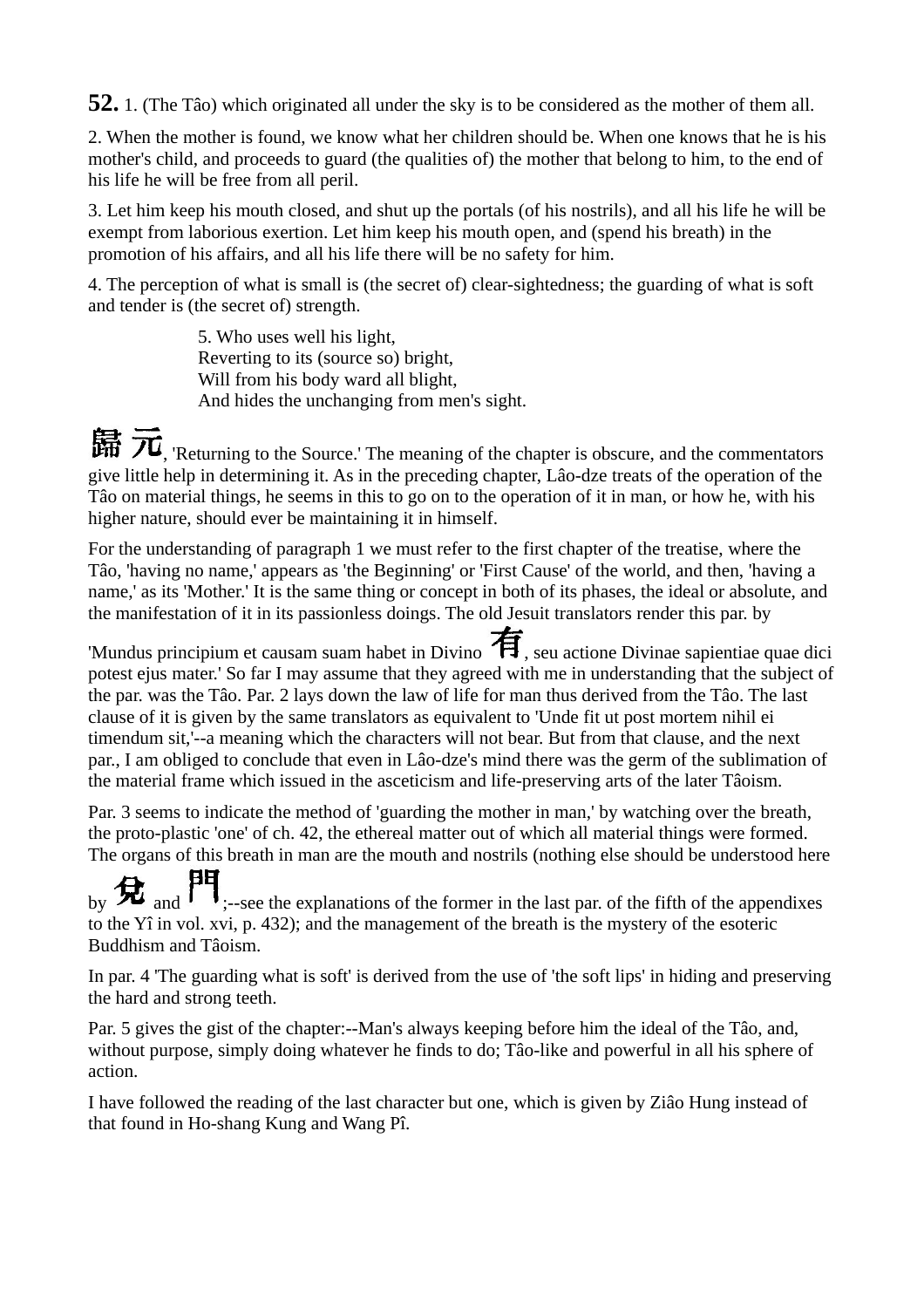**52.** 1. (The Tâo) which originated all under the sky is to be considered as the mother of them all.

2. When the mother is found, we know what her children should be. When one knows that he is his mother's child, and proceeds to guard (the qualities of) the mother that belong to him, to the end of his life he will be free from all peril.

3. Let him keep his mouth closed, and shut up the portals (of his nostrils), and all his life he will be exempt from laborious exertion. Let him keep his mouth open, and (spend his breath) in the promotion of his affairs, and all his life there will be no safety for him.

4. The perception of what is small is (the secret of) clear-sightedness; the guarding of what is soft and tender is (the secret of) strength.

> 5. Who uses well his light,
> Reverting to its (source so) bright,
> Will from his body ward all blight,
> And hides the unchanging from men's sight.

歸元, 'Returning to the Source.' The meaning of the chapter is obscure, and the commentators give little help in determining it. As in the preceding chapter, Lâo-dze treats of the operation of the Tâo on material things, he seems in this to go on to the operation of it in man, or how he, with his higher nature, should ever be maintaining it in himself.

For the understanding of paragraph 1 we must refer to the first chapter of the treatise, where the Tâo, 'having no name,' appears as 'the Beginning' or 'First Cause' of the world, and then, 'having a name,' as its 'Mother.' It is the same thing or concept in both of its phases, the ideal or absolute, and the manifestation of it in its passionless doings. The old Jesuit translators render this par. by 'Mundus principium et causam suam habet in Divino 有, seu actione Divinae sapientiae quae dici potest ejus mater.' So far I may assume that they agreed with me in understanding that the subject of the par. was the Tâo. Par. 2 lays down the law of life for man thus derived from the Tâo. The last clause of it is given by the same translators as equivalent to 'Unde fit ut post mortem nihil ei timendum sit,'--a meaning which the characters will not bear. But from that clause, and the next par., I am obliged to conclude that even in Lâo-dze's mind there was the germ of the sublimation of the material frame which issued in the asceticism and life-preserving arts of the later Tâoism.

Par. 3 seems to indicate the method of 'guarding the mother in man,' by watching over the breath, the proto-plastic 'one' of ch. 42, the ethereal matter out of which all material things were formed. The organs of this breath in man are the mouth and nostrils (nothing else should be understood here by 兌 and 門;--see the explanations of the former in the last par. of the fifth of the appendixes to the Yî in vol. xvi, p. 432); and the management of the breath is the mystery of the esoteric Buddhism and Tâoism.

In par. 4 'The guarding what is soft' is derived from the use of 'the soft lips' in hiding and preserving the hard and strong teeth.

Par. 5 gives the gist of the chapter:--Man's always keeping before him the ideal of the Tâo, and, without purpose, simply doing whatever he finds to do; Tâo-like and powerful in all his sphere of action.

I have followed the reading of the last character but one, which is given by Ziâo Hung instead of that found in Ho-shang Kung and Wang Pî.